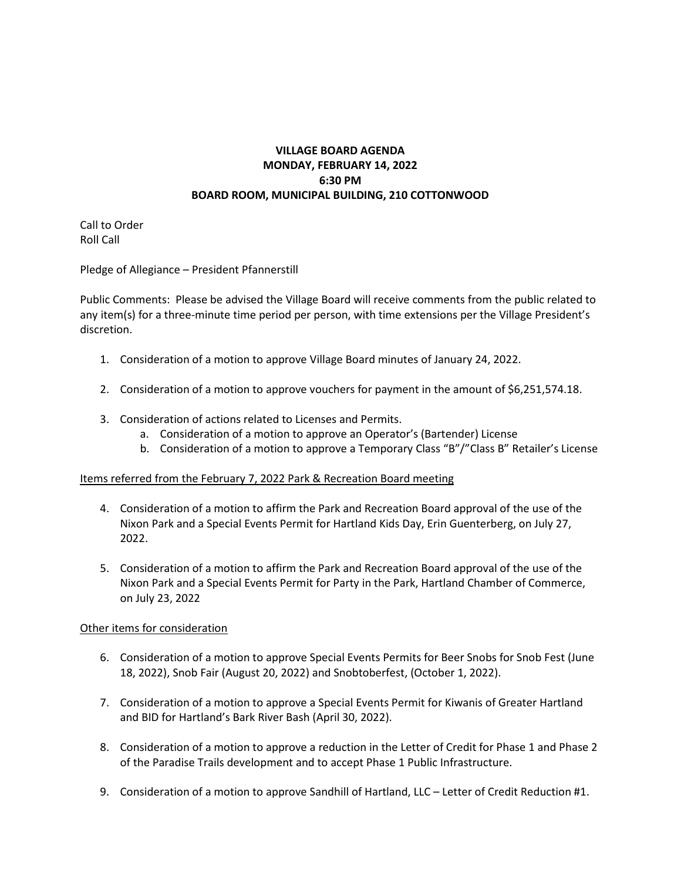# VILLAGE BOARD AGENDA
## MONDAY, FEBRUARY 14, 2022
## 6:30 PM
## BOARD ROOM, MUNICIPAL BUILDING, 210 COTTONWOOD

Call to Order
Roll Call

Pledge of Allegiance – President Pfannerstill

Public Comments: Please be advised the Village Board will receive comments from the public related to any item(s) for a three-minute time period per person, with time extensions per the Village President's discretion.

1. Consideration of a motion to approve Village Board minutes of January 24, 2022.

2. Consideration of a motion to approve vouchers for payment in the amount of $6,251,574.18.

3. Consideration of actions related to Licenses and Permits.
   a. Consideration of a motion to approve an Operator's (Bartender) License
   b. Consideration of a motion to approve a Temporary Class "B"/"Class B" Retailer's License

<u>Items referred from the February 7, 2022 Park & Recreation Board meeting</u>

4. Consideration of a motion to affirm the Park and Recreation Board approval of the use of the Nixon Park and a Special Events Permit for Hartland Kids Day, Erin Guenterberg, on July 27, 2022.

5. Consideration of a motion to affirm the Park and Recreation Board approval of the use of the Nixon Park and a Special Events Permit for Party in the Park, Hartland Chamber of Commerce, on July 23, 2022

<u>Other items for consideration</u>

6. Consideration of a motion to approve Special Events Permits for Beer Snobs for Snob Fest (June 18, 2022), Snob Fair (August 20, 2022) and Snobtoberfest, (October 1, 2022).

7. Consideration of a motion to approve a Special Events Permit for Kiwanis of Greater Hartland and BID for Hartland's Bark River Bash (April 30, 2022).

8. Consideration of a motion to approve a reduction in the Letter of Credit for Phase 1 and Phase 2 of the Paradise Trails development and to accept Phase 1 Public Infrastructure.

9. Consideration of a motion to approve Sandhill of Hartland, LLC – Letter of Credit Reduction #1.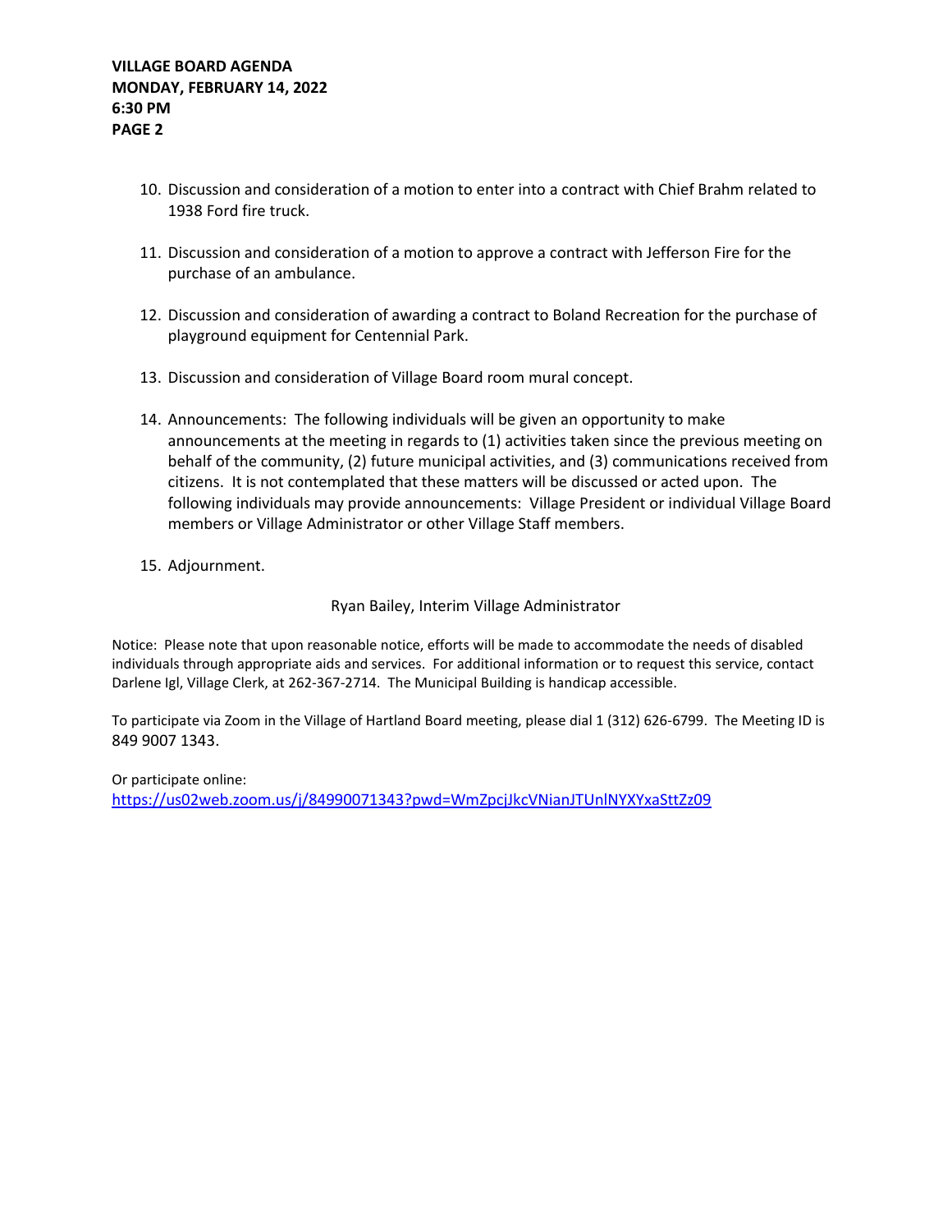10. Discussion and consideration of a motion to enter into a contract with Chief Brahm related to 1938 Ford fire truck.

11. Discussion and consideration of a motion to approve a contract with Jefferson Fire for the purchase of an ambulance.

12. Discussion and consideration of awarding a contract to Boland Recreation for the purchase of playground equipment for Centennial Park.

13. Discussion and consideration of Village Board room mural concept.

14. Announcements: The following individuals will be given an opportunity to make announcements at the meeting in regards to (1) activities taken since the previous meeting on behalf of the community, (2) future municipal activities, and (3) communications received from citizens. It is not contemplated that these matters will be discussed or acted upon. The following individuals may provide announcements: Village President or individual Village Board members or Village Administrator or other Village Staff members.

15. Adjournment.

Ryan Bailey, Interim Village Administrator

Notice: Please note that upon reasonable notice, efforts will be made to accommodate the needs of disabled individuals through appropriate aids and services. For additional information or to request this service, contact Darlene Igl, Village Clerk, at 262-367-2714. The Municipal Building is handicap accessible.

To participate via Zoom in the Village of Hartland Board meeting, please dial 1 (312) 626-6799. The Meeting ID is 849 9007 1343.

Or participate online:
https://us02web.zoom.us/j/84990071343?pwd=WmZpcjJkcVNianJTUnlNYXYxaSttZz09